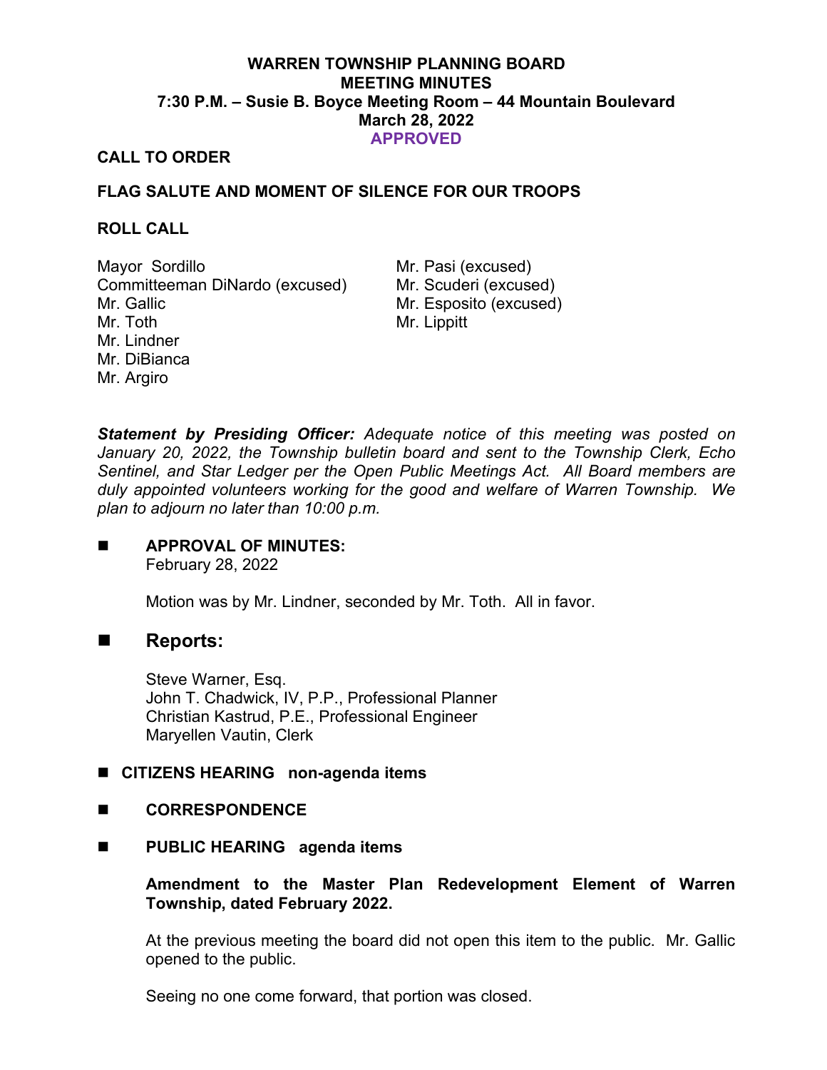**WARREN TOWNSHIP PLANNING BOARD**
**MEETING MINUTES**
**7:30 P.M. – Susie B. Boyce Meeting Room – 44 Mountain Boulevard**
**March 28, 2022**
**APPROVED**

**CALL TO ORDER**

**FLAG SALUTE AND MOMENT OF SILENCE FOR OUR TROOPS**

**ROLL CALL**

Mayor Sordillo
Committeeman DiNardo (excused)
Mr. Gallic
Mr. Toth
Mr. Lindner
Mr. DiBianca
Mr. Argiro
Mr. Pasi (excused)
Mr. Scuderi (excused)
Mr. Esposito (excused)
Mr. Lippitt

***Statement by Presiding Officer:*** *Adequate notice of this meeting was posted on January 20, 2022, the Township bulletin board and sent to the Township Clerk, Echo Sentinel, and Star Ledger per the Open Public Meetings Act. All Board members are duly appointed volunteers working for the good and welfare of Warren Township. We plan to adjourn no later than 10:00 p.m.*

- **APPROVAL OF MINUTES:**
  February 28, 2022

  Motion was by Mr. Lindner, seconded by Mr. Toth. All in favor.

- **Reports:**

  Steve Warner, Esq.
  John T. Chadwick, IV, P.P., Professional Planner
  Christian Kastrud, P.E., Professional Engineer
  Maryellen Vautin, Clerk

- **CITIZENS HEARING non-agenda items**

- **CORRESPONDENCE**

- **PUBLIC HEARING agenda items**

  **Amendment to the Master Plan Redevelopment Element of Warren Township, dated February 2022.**

  At the previous meeting the board did not open this item to the public. Mr. Gallic opened to the public.

  Seeing no one come forward, that portion was closed.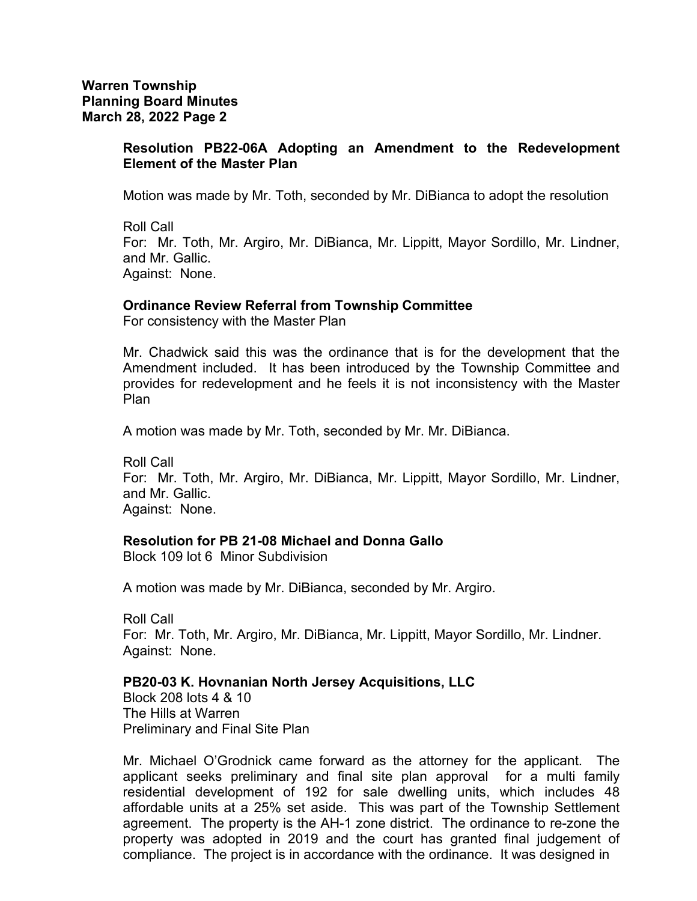**Resolution PB22-06A Adopting an Amendment to the Redevelopment Element of the Master Plan**

Motion was made by Mr. Toth, seconded by Mr. DiBianca to adopt the resolution

Roll Call
For: Mr. Toth, Mr. Argiro, Mr. DiBianca, Mr. Lippitt, Mayor Sordillo, Mr. Lindner, and Mr. Gallic.
Against: None.

**Ordinance Review Referral from Township Committee**
For consistency with the Master Plan

Mr. Chadwick said this was the ordinance that is for the development that the Amendment included. It has been introduced by the Township Committee and provides for redevelopment and he feels it is not inconsistency with the Master Plan

A motion was made by Mr. Toth, seconded by Mr. Mr. DiBianca.

Roll Call
For: Mr. Toth, Mr. Argiro, Mr. DiBianca, Mr. Lippitt, Mayor Sordillo, Mr. Lindner, and Mr. Gallic.
Against: None.

**Resolution for PB 21-08 Michael and Donna Gallo**
Block 109 lot 6 Minor Subdivision

A motion was made by Mr. DiBianca, seconded by Mr. Argiro.

Roll Call
For: Mr. Toth, Mr. Argiro, Mr. DiBianca, Mr. Lippitt, Mayor Sordillo, Mr. Lindner.
Against: None.

**PB20-03 K. Hovnanian North Jersey Acquisitions, LLC**
Block 208 lots 4 & 10
The Hills at Warren
Preliminary and Final Site Plan

Mr. Michael O'Grodnick came forward as the attorney for the applicant. The applicant seeks preliminary and final site plan approval for a multi family residential development of 192 for sale dwelling units, which includes 48 affordable units at a 25% set aside. This was part of the Township Settlement agreement. The property is the AH-1 zone district. The ordinance to re-zone the property was adopted in 2019 and the court has granted final judgement of compliance. The project is in accordance with the ordinance. It was designed in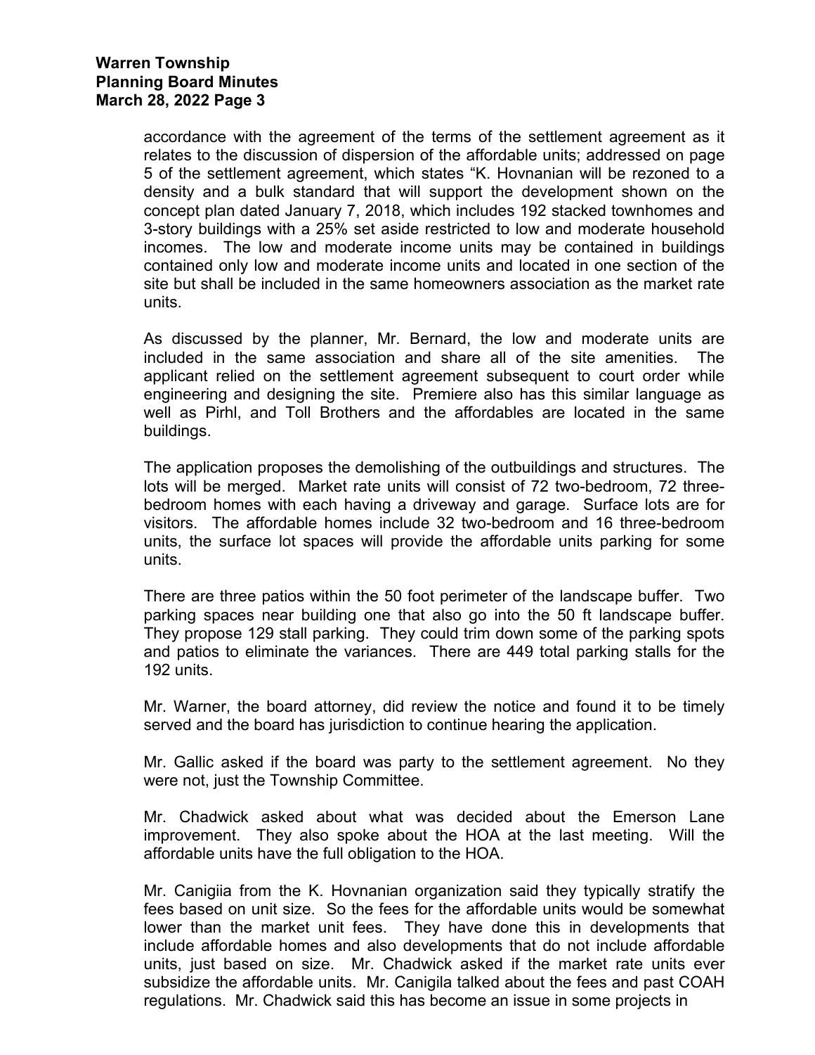accordance with the agreement of the terms of the settlement agreement as it relates to the discussion of dispersion of the affordable units; addressed on page 5 of the settlement agreement, which states "K. Hovnanian will be rezoned to a density and a bulk standard that will support the development shown on the concept plan dated January 7, 2018, which includes 192 stacked townhomes and 3-story buildings with a 25% set aside restricted to low and moderate household incomes. The low and moderate income units may be contained in buildings contained only low and moderate income units and located in one section of the site but shall be included in the same homeowners association as the market rate units.

As discussed by the planner, Mr. Bernard, the low and moderate units are included in the same association and share all of the site amenities. The applicant relied on the settlement agreement subsequent to court order while engineering and designing the site. Premiere also has this similar language as well as Pirhl, and Toll Brothers and the affordables are located in the same buildings.

The application proposes the demolishing of the outbuildings and structures. The lots will be merged. Market rate units will consist of 72 two-bedroom, 72 three-bedroom homes with each having a driveway and garage. Surface lots are for visitors. The affordable homes include 32 two-bedroom and 16 three-bedroom units, the surface lot spaces will provide the affordable units parking for some units.

There are three patios within the 50 foot perimeter of the landscape buffer. Two parking spaces near building one that also go into the 50 ft landscape buffer. They propose 129 stall parking. They could trim down some of the parking spots and patios to eliminate the variances. There are 449 total parking stalls for the 192 units.

Mr. Warner, the board attorney, did review the notice and found it to be timely served and the board has jurisdiction to continue hearing the application.

Mr. Gallic asked if the board was party to the settlement agreement. No they were not, just the Township Committee.

Mr. Chadwick asked about what was decided about the Emerson Lane improvement. They also spoke about the HOA at the last meeting. Will the affordable units have the full obligation to the HOA.

Mr. Canigiia from the K. Hovnanian organization said they typically stratify the fees based on unit size. So the fees for the affordable units would be somewhat lower than the market unit fees. They have done this in developments that include affordable homes and also developments that do not include affordable units, just based on size. Mr. Chadwick asked if the market rate units ever subsidize the affordable units. Mr. Canigila talked about the fees and past COAH regulations. Mr. Chadwick said this has become an issue in some projects in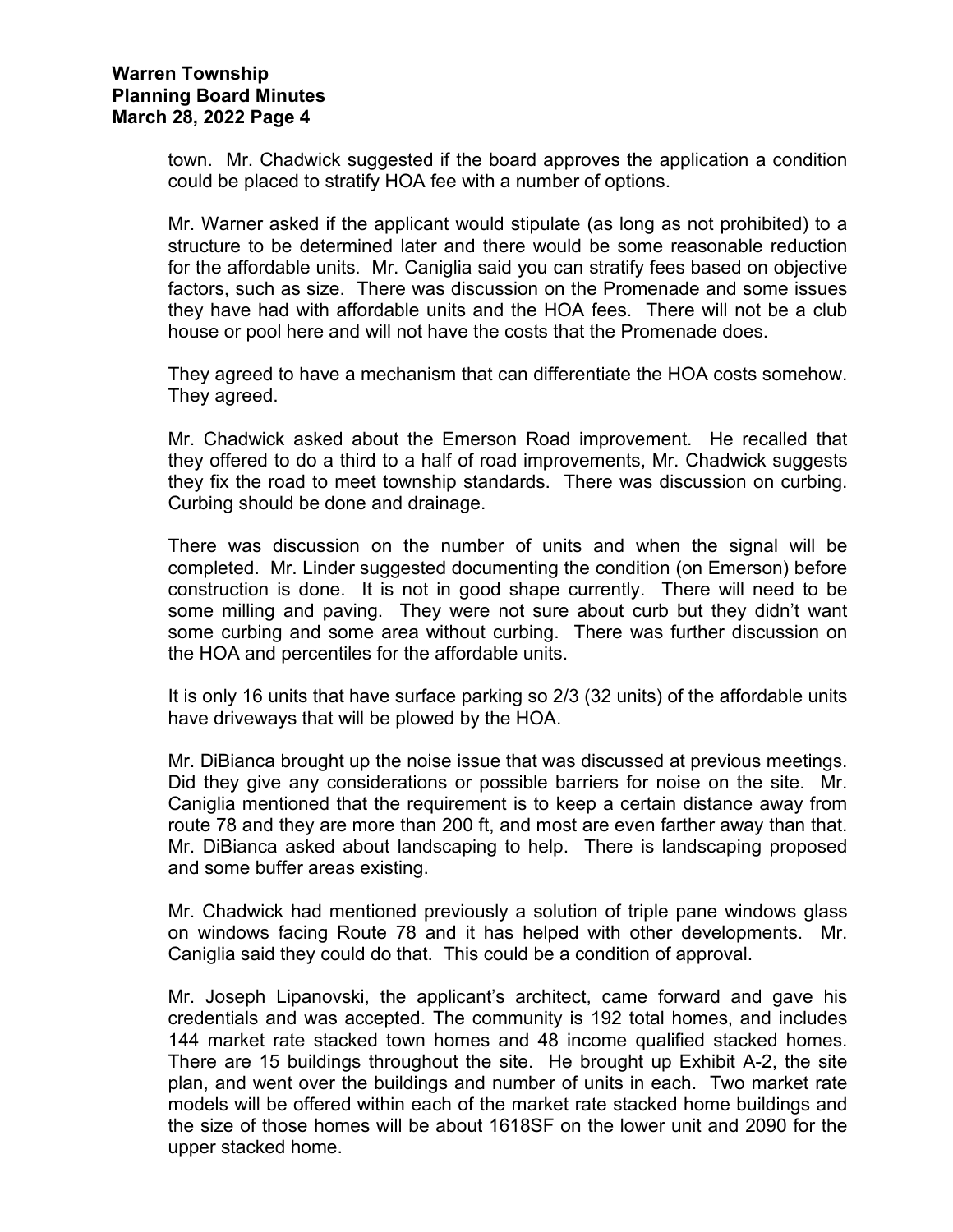town. Mr. Chadwick suggested if the board approves the application a condition could be placed to stratify HOA fee with a number of options.

Mr. Warner asked if the applicant would stipulate (as long as not prohibited) to a structure to be determined later and there would be some reasonable reduction for the affordable units. Mr. Caniglia said you can stratify fees based on objective factors, such as size. There was discussion on the Promenade and some issues they have had with affordable units and the HOA fees. There will not be a club house or pool here and will not have the costs that the Promenade does.

They agreed to have a mechanism that can differentiate the HOA costs somehow. They agreed.

Mr. Chadwick asked about the Emerson Road improvement. He recalled that they offered to do a third to a half of road improvements, Mr. Chadwick suggests they fix the road to meet township standards. There was discussion on curbing. Curbing should be done and drainage.

There was discussion on the number of units and when the signal will be completed. Mr. Linder suggested documenting the condition (on Emerson) before construction is done. It is not in good shape currently. There will need to be some milling and paving. They were not sure about curb but they didn't want some curbing and some area without curbing. There was further discussion on the HOA and percentiles for the affordable units.

It is only 16 units that have surface parking so 2/3 (32 units) of the affordable units have driveways that will be plowed by the HOA.

Mr. DiBianca brought up the noise issue that was discussed at previous meetings. Did they give any considerations or possible barriers for noise on the site. Mr. Caniglia mentioned that the requirement is to keep a certain distance away from route 78 and they are more than 200 ft, and most are even farther away than that. Mr. DiBianca asked about landscaping to help. There is landscaping proposed and some buffer areas existing.

Mr. Chadwick had mentioned previously a solution of triple pane windows glass on windows facing Route 78 and it has helped with other developments. Mr. Caniglia said they could do that. This could be a condition of approval.

Mr. Joseph Lipanovski, the applicant's architect, came forward and gave his credentials and was accepted. The community is 192 total homes, and includes 144 market rate stacked town homes and 48 income qualified stacked homes. There are 15 buildings throughout the site. He brought up Exhibit A-2, the site plan, and went over the buildings and number of units in each. Two market rate models will be offered within each of the market rate stacked home buildings and the size of those homes will be about 1618SF on the lower unit and 2090 for the upper stacked home.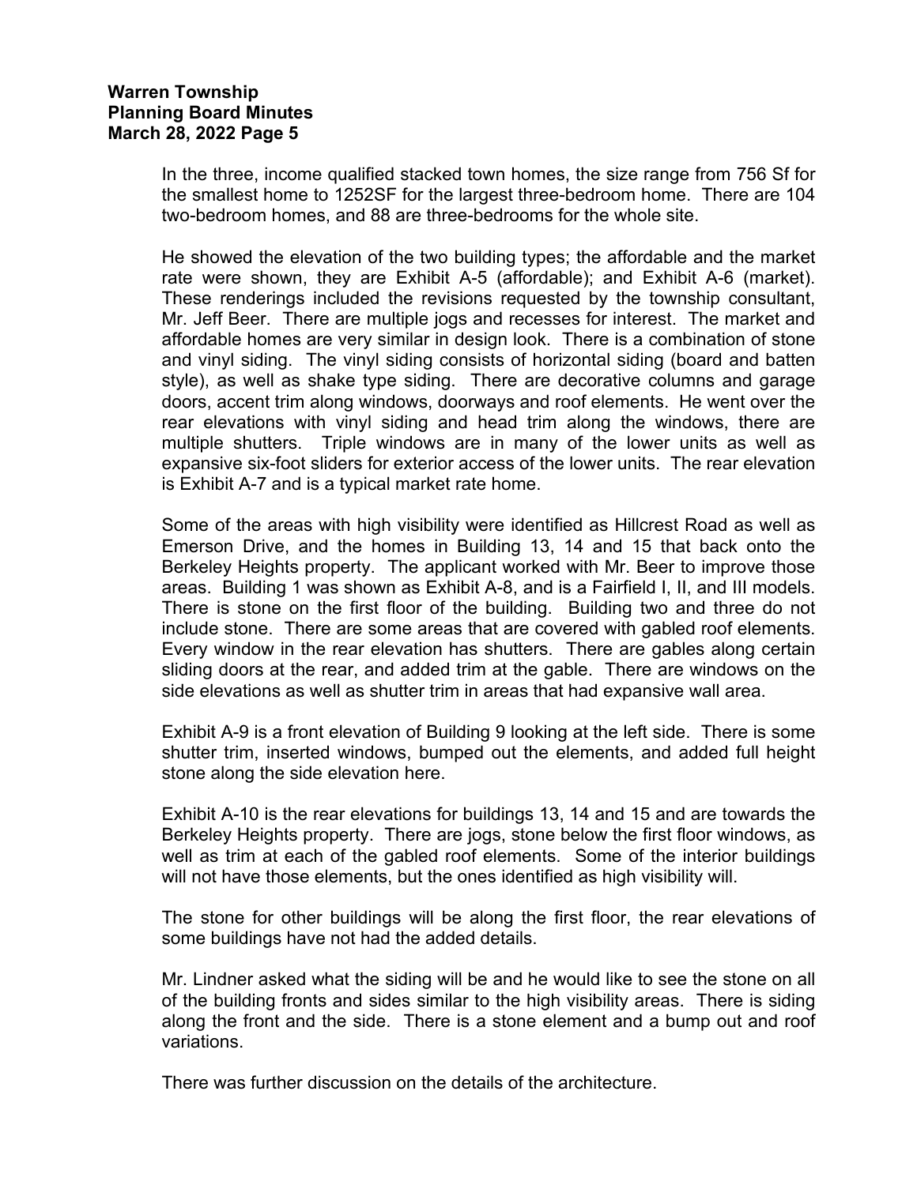In the three, income qualified stacked town homes, the size range from 756 Sf for the smallest home to 1252SF for the largest three-bedroom home. There are 104 two-bedroom homes, and 88 are three-bedrooms for the whole site.

He showed the elevation of the two building types; the affordable and the market rate were shown, they are Exhibit A-5 (affordable); and Exhibit A-6 (market). These renderings included the revisions requested by the township consultant, Mr. Jeff Beer. There are multiple jogs and recesses for interest. The market and affordable homes are very similar in design look. There is a combination of stone and vinyl siding. The vinyl siding consists of horizontal siding (board and batten style), as well as shake type siding. There are decorative columns and garage doors, accent trim along windows, doorways and roof elements. He went over the rear elevations with vinyl siding and head trim along the windows, there are multiple shutters. Triple windows are in many of the lower units as well as expansive six-foot sliders for exterior access of the lower units. The rear elevation is Exhibit A-7 and is a typical market rate home.

Some of the areas with high visibility were identified as Hillcrest Road as well as Emerson Drive, and the homes in Building 13, 14 and 15 that back onto the Berkeley Heights property. The applicant worked with Mr. Beer to improve those areas. Building 1 was shown as Exhibit A-8, and is a Fairfield I, II, and III models. There is stone on the first floor of the building. Building two and three do not include stone. There are some areas that are covered with gabled roof elements. Every window in the rear elevation has shutters. There are gables along certain sliding doors at the rear, and added trim at the gable. There are windows on the side elevations as well as shutter trim in areas that had expansive wall area.

Exhibit A-9 is a front elevation of Building 9 looking at the left side. There is some shutter trim, inserted windows, bumped out the elements, and added full height stone along the side elevation here.

Exhibit A-10 is the rear elevations for buildings 13, 14 and 15 and are towards the Berkeley Heights property. There are jogs, stone below the first floor windows, as well as trim at each of the gabled roof elements. Some of the interior buildings will not have those elements, but the ones identified as high visibility will.

The stone for other buildings will be along the first floor, the rear elevations of some buildings have not had the added details.

Mr. Lindner asked what the siding will be and he would like to see the stone on all of the building fronts and sides similar to the high visibility areas. There is siding along the front and the side. There is a stone element and a bump out and roof variations.

There was further discussion on the details of the architecture.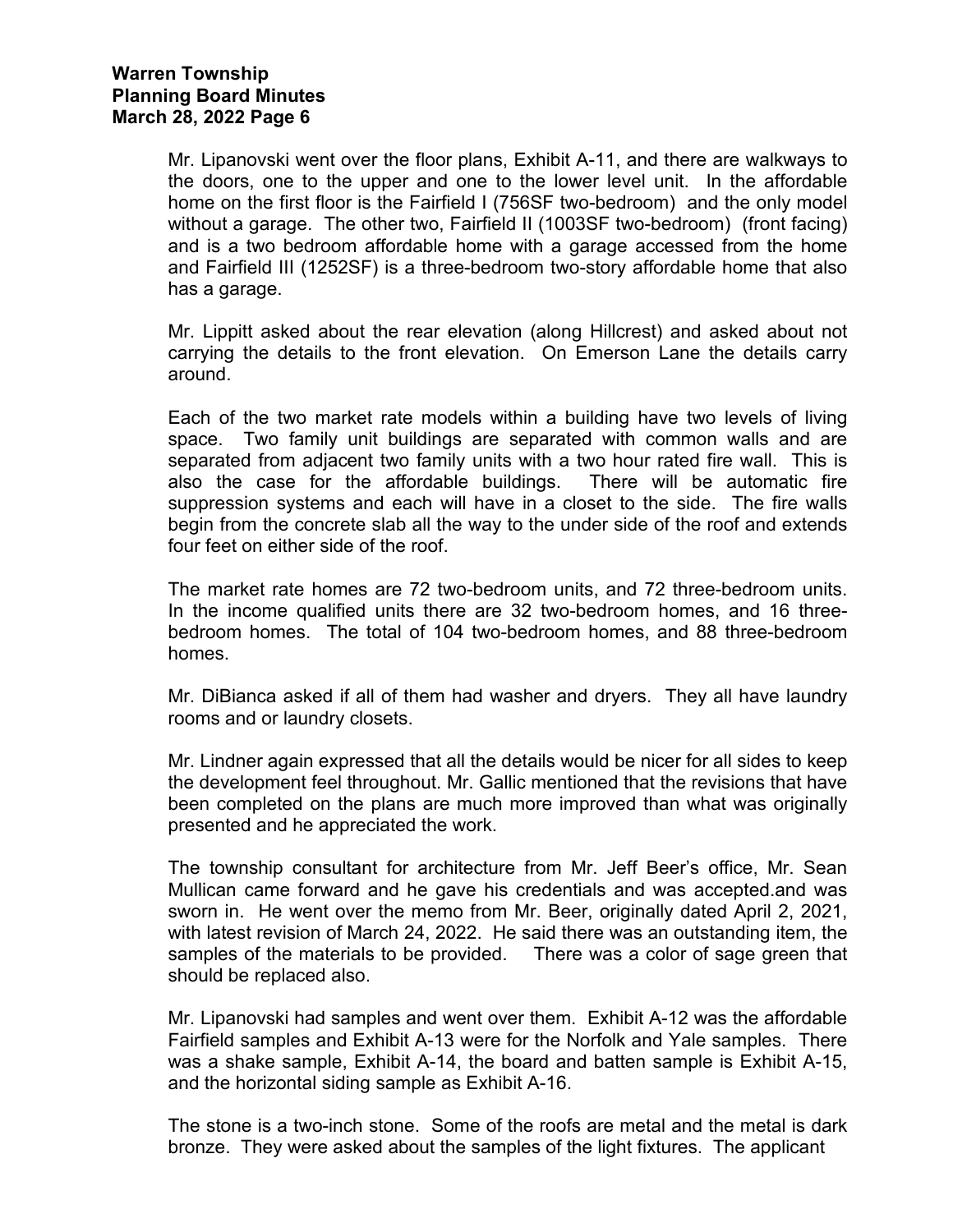Mr. Lipanovski went over the floor plans, Exhibit A-11, and there are walkways to the doors, one to the upper and one to the lower level unit. In the affordable home on the first floor is the Fairfield I (756SF two-bedroom) and the only model without a garage. The other two, Fairfield II (1003SF two-bedroom) (front facing) and is a two bedroom affordable home with a garage accessed from the home and Fairfield III (1252SF) is a three-bedroom two-story affordable home that also has a garage.

Mr. Lippitt asked about the rear elevation (along Hillcrest) and asked about not carrying the details to the front elevation. On Emerson Lane the details carry around.

Each of the two market rate models within a building have two levels of living space. Two family unit buildings are separated with common walls and are separated from adjacent two family units with a two hour rated fire wall. This is also the case for the affordable buildings. There will be automatic fire suppression systems and each will have in a closet to the side. The fire walls begin from the concrete slab all the way to the under side of the roof and extends four feet on either side of the roof.

The market rate homes are 72 two-bedroom units, and 72 three-bedroom units. In the income qualified units there are 32 two-bedroom homes, and 16 three-bedroom homes. The total of 104 two-bedroom homes, and 88 three-bedroom homes.

Mr. DiBianca asked if all of them had washer and dryers. They all have laundry rooms and or laundry closets.

Mr. Lindner again expressed that all the details would be nicer for all sides to keep the development feel throughout. Mr. Gallic mentioned that the revisions that have been completed on the plans are much more improved than what was originally presented and he appreciated the work.

The township consultant for architecture from Mr. Jeff Beer's office, Mr. Sean Mullican came forward and he gave his credentials and was accepted.and was sworn in. He went over the memo from Mr. Beer, originally dated April 2, 2021, with latest revision of March 24, 2022. He said there was an outstanding item, the samples of the materials to be provided. There was a color of sage green that should be replaced also.

Mr. Lipanovski had samples and went over them. Exhibit A-12 was the affordable Fairfield samples and Exhibit A-13 were for the Norfolk and Yale samples. There was a shake sample, Exhibit A-14, the board and batten sample is Exhibit A-15, and the horizontal siding sample as Exhibit A-16.

The stone is a two-inch stone. Some of the roofs are metal and the metal is dark bronze. They were asked about the samples of the light fixtures. The applicant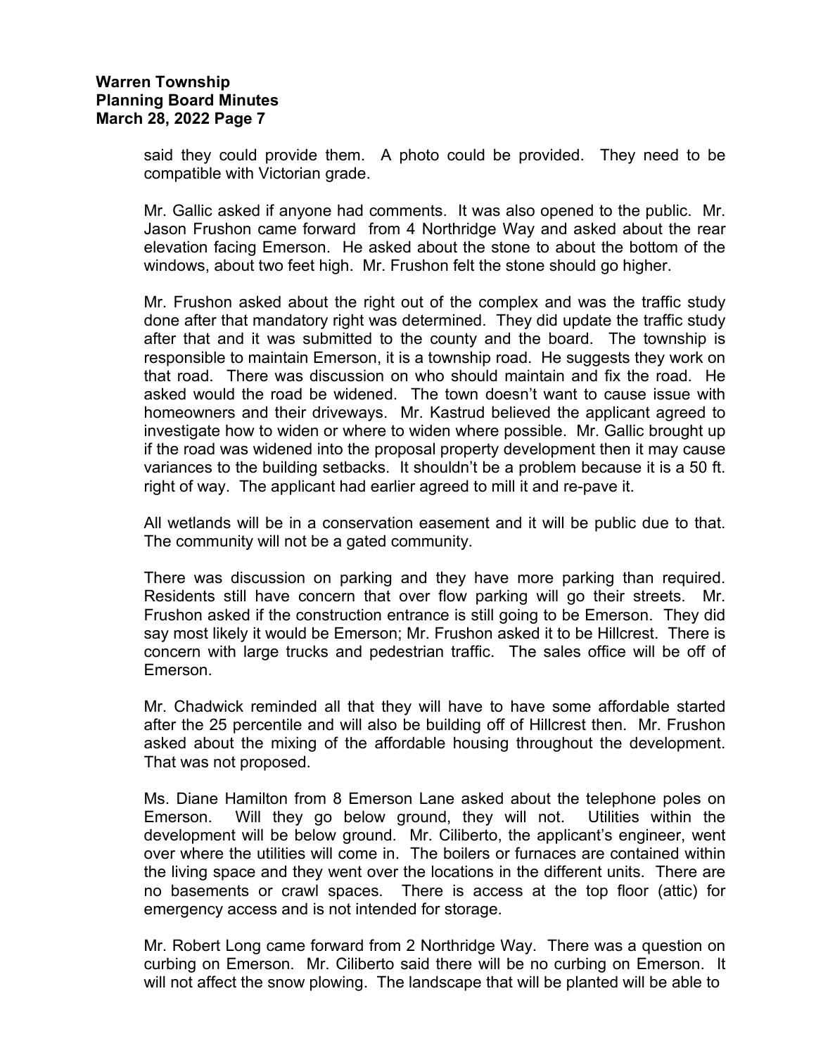said they could provide them. A photo could be provided. They need to be compatible with Victorian grade.

Mr. Gallic asked if anyone had comments. It was also opened to the public. Mr. Jason Frushon came forward from 4 Northridge Way and asked about the rear elevation facing Emerson. He asked about the stone to about the bottom of the windows, about two feet high. Mr. Frushon felt the stone should go higher.

Mr. Frushon asked about the right out of the complex and was the traffic study done after that mandatory right was determined. They did update the traffic study after that and it was submitted to the county and the board. The township is responsible to maintain Emerson, it is a township road. He suggests they work on that road. There was discussion on who should maintain and fix the road. He asked would the road be widened. The town doesn't want to cause issue with homeowners and their driveways. Mr. Kastrud believed the applicant agreed to investigate how to widen or where to widen where possible. Mr. Gallic brought up if the road was widened into the proposal property development then it may cause variances to the building setbacks. It shouldn't be a problem because it is a 50 ft. right of way. The applicant had earlier agreed to mill it and re-pave it.

All wetlands will be in a conservation easement and it will be public due to that. The community will not be a gated community.

There was discussion on parking and they have more parking than required. Residents still have concern that over flow parking will go their streets. Mr. Frushon asked if the construction entrance is still going to be Emerson. They did say most likely it would be Emerson; Mr. Frushon asked it to be Hillcrest. There is concern with large trucks and pedestrian traffic. The sales office will be off of Emerson.

Mr. Chadwick reminded all that they will have to have some affordable started after the 25 percentile and will also be building off of Hillcrest then. Mr. Frushon asked about the mixing of the affordable housing throughout the development. That was not proposed.

Ms. Diane Hamilton from 8 Emerson Lane asked about the telephone poles on Emerson. Will they go below ground, they will not. Utilities within the development will be below ground. Mr. Ciliberto, the applicant's engineer, went over where the utilities will come in. The boilers or furnaces are contained within the living space and they went over the locations in the different units. There are no basements or crawl spaces. There is access at the top floor (attic) for emergency access and is not intended for storage.

Mr. Robert Long came forward from 2 Northridge Way. There was a question on curbing on Emerson. Mr. Ciliberto said there will be no curbing on Emerson. It will not affect the snow plowing. The landscape that will be planted will be able to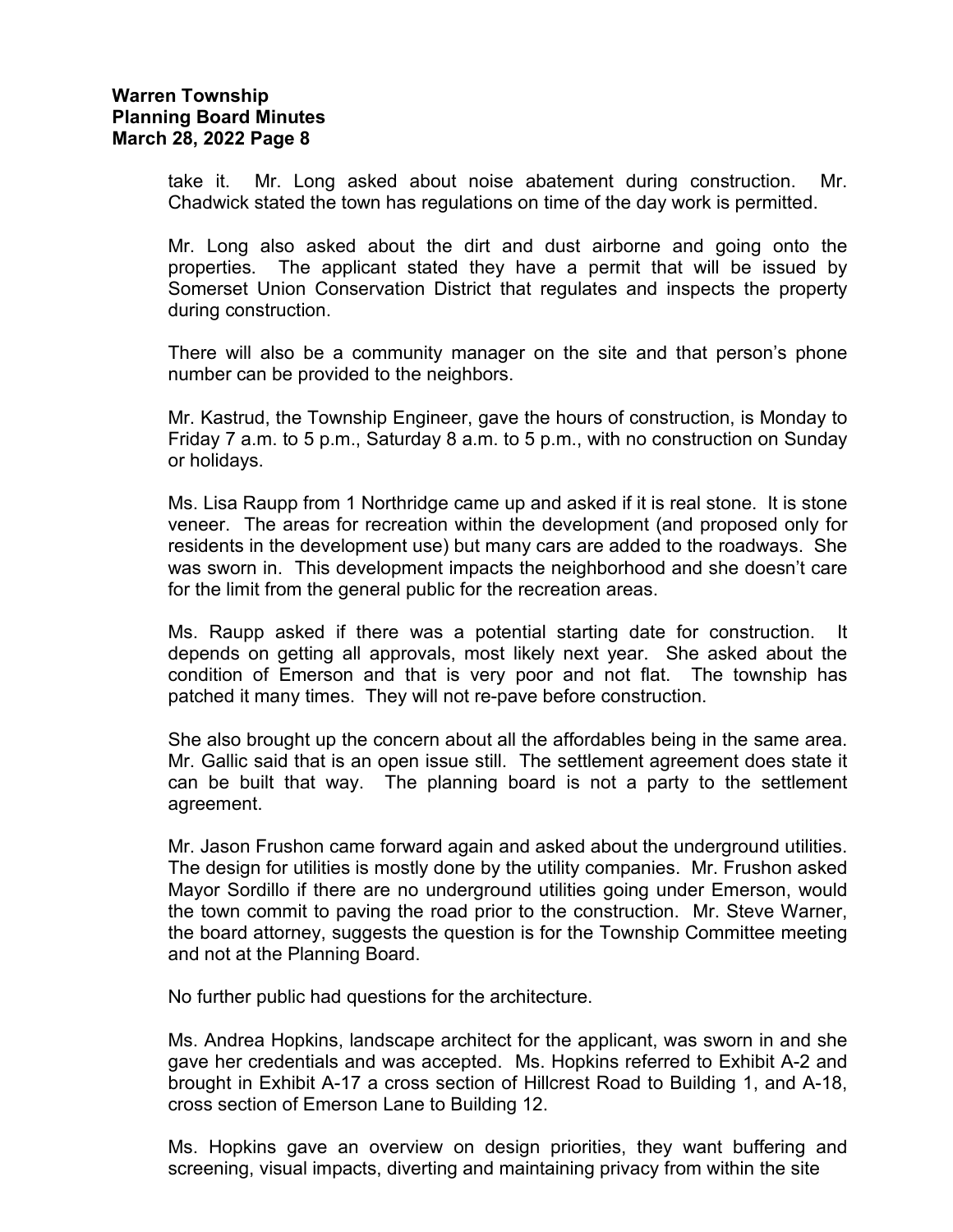take it. Mr. Long asked about noise abatement during construction. Mr. Chadwick stated the town has regulations on time of the day work is permitted.

Mr. Long also asked about the dirt and dust airborne and going onto the properties. The applicant stated they have a permit that will be issued by Somerset Union Conservation District that regulates and inspects the property during construction.

There will also be a community manager on the site and that person's phone number can be provided to the neighbors.

Mr. Kastrud, the Township Engineer, gave the hours of construction, is Monday to Friday 7 a.m. to 5 p.m., Saturday 8 a.m. to 5 p.m., with no construction on Sunday or holidays.

Ms. Lisa Raupp from 1 Northridge came up and asked if it is real stone. It is stone veneer. The areas for recreation within the development (and proposed only for residents in the development use) but many cars are added to the roadways. She was sworn in. This development impacts the neighborhood and she doesn't care for the limit from the general public for the recreation areas.

Ms. Raupp asked if there was a potential starting date for construction. It depends on getting all approvals, most likely next year. She asked about the condition of Emerson and that is very poor and not flat. The township has patched it many times. They will not re-pave before construction.

She also brought up the concern about all the affordables being in the same area. Mr. Gallic said that is an open issue still. The settlement agreement does state it can be built that way. The planning board is not a party to the settlement agreement.

Mr. Jason Frushon came forward again and asked about the underground utilities. The design for utilities is mostly done by the utility companies. Mr. Frushon asked Mayor Sordillo if there are no underground utilities going under Emerson, would the town commit to paving the road prior to the construction. Mr. Steve Warner, the board attorney, suggests the question is for the Township Committee meeting and not at the Planning Board.

No further public had questions for the architecture.

Ms. Andrea Hopkins, landscape architect for the applicant, was sworn in and she gave her credentials and was accepted. Ms. Hopkins referred to Exhibit A-2 and brought in Exhibit A-17 a cross section of Hillcrest Road to Building 1, and A-18, cross section of Emerson Lane to Building 12.

Ms. Hopkins gave an overview on design priorities, they want buffering and screening, visual impacts, diverting and maintaining privacy from within the site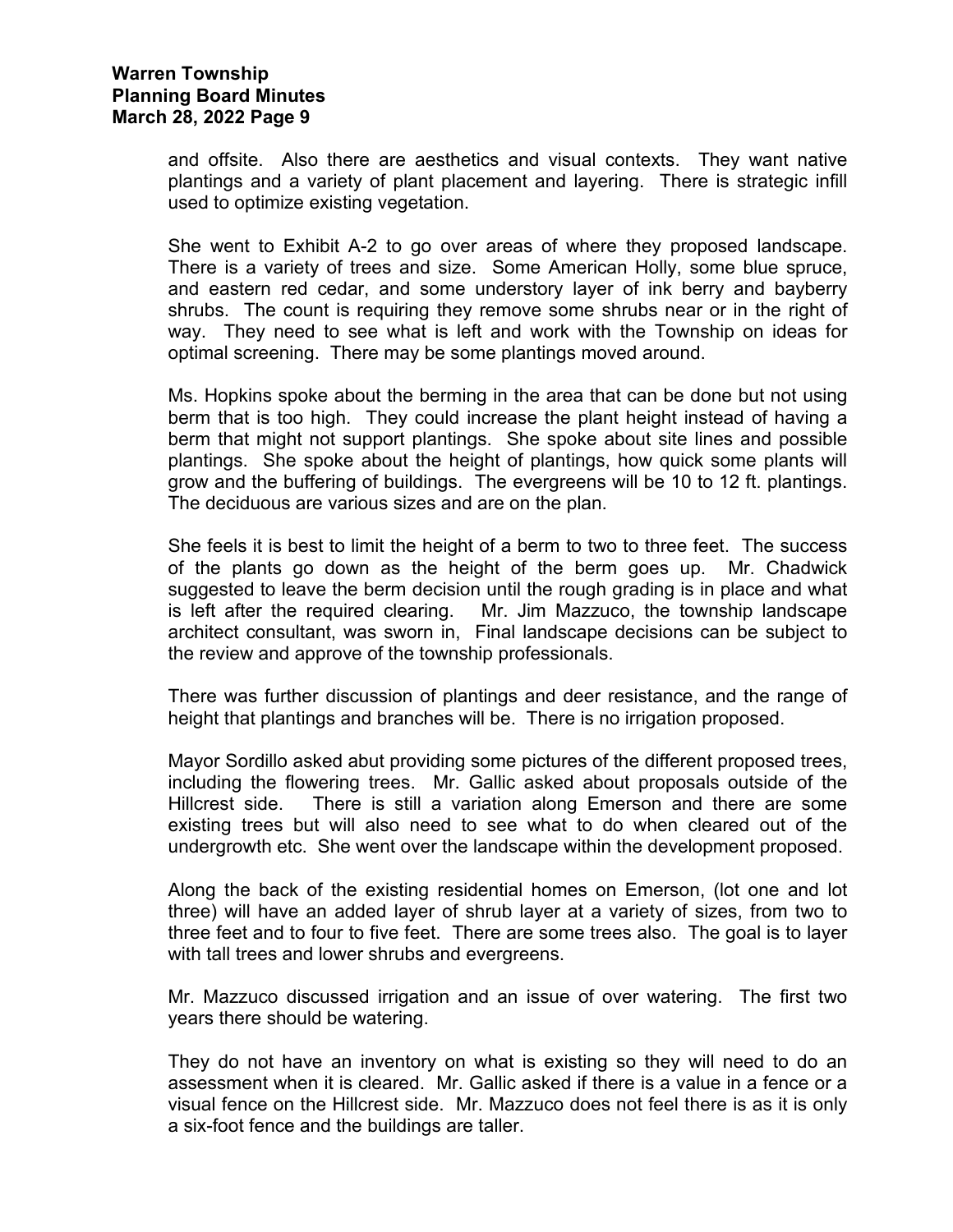and offsite. Also there are aesthetics and visual contexts. They want native plantings and a variety of plant placement and layering. There is strategic infill used to optimize existing vegetation.

She went to Exhibit A-2 to go over areas of where they proposed landscape. There is a variety of trees and size. Some American Holly, some blue spruce, and eastern red cedar, and some understory layer of ink berry and bayberry shrubs. The count is requiring they remove some shrubs near or in the right of way. They need to see what is left and work with the Township on ideas for optimal screening. There may be some plantings moved around.

Ms. Hopkins spoke about the berming in the area that can be done but not using berm that is too high. They could increase the plant height instead of having a berm that might not support plantings. She spoke about site lines and possible plantings. She spoke about the height of plantings, how quick some plants will grow and the buffering of buildings. The evergreens will be 10 to 12 ft. plantings. The deciduous are various sizes and are on the plan.

She feels it is best to limit the height of a berm to two to three feet. The success of the plants go down as the height of the berm goes up. Mr. Chadwick suggested to leave the berm decision until the rough grading is in place and what is left after the required clearing. Mr. Jim Mazzuco, the township landscape architect consultant, was sworn in, Final landscape decisions can be subject to the review and approve of the township professionals.

There was further discussion of plantings and deer resistance, and the range of height that plantings and branches will be. There is no irrigation proposed.

Mayor Sordillo asked abut providing some pictures of the different proposed trees, including the flowering trees. Mr. Gallic asked about proposals outside of the Hillcrest side. There is still a variation along Emerson and there are some existing trees but will also need to see what to do when cleared out of the undergrowth etc. She went over the landscape within the development proposed.

Along the back of the existing residential homes on Emerson, (lot one and lot three) will have an added layer of shrub layer at a variety of sizes, from two to three feet and to four to five feet. There are some trees also. The goal is to layer with tall trees and lower shrubs and evergreens.

Mr. Mazzuco discussed irrigation and an issue of over watering. The first two years there should be watering.

They do not have an inventory on what is existing so they will need to do an assessment when it is cleared. Mr. Gallic asked if there is a value in a fence or a visual fence on the Hillcrest side. Mr. Mazzuco does not feel there is as it is only a six-foot fence and the buildings are taller.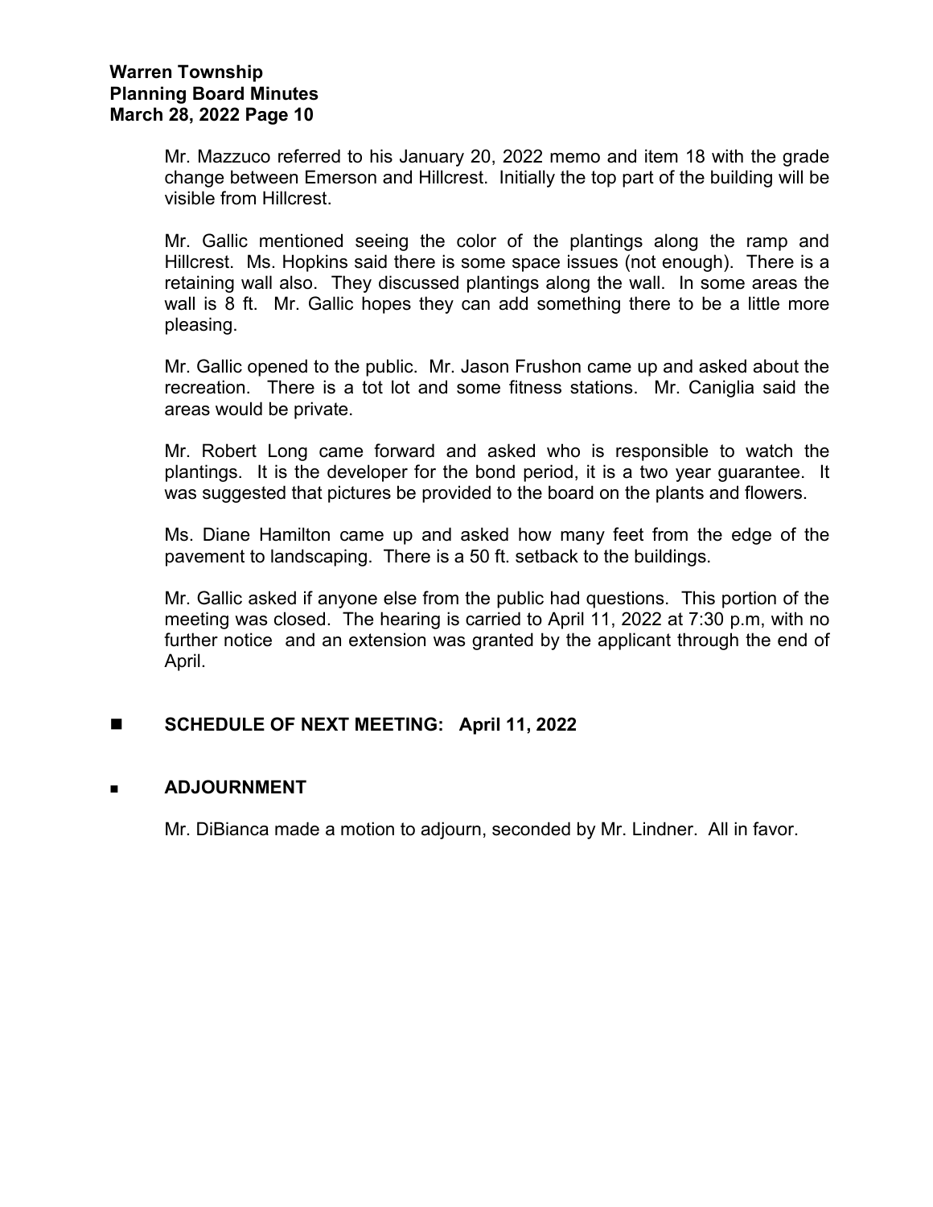Mr. Mazzuco referred to his January 20, 2022 memo and item 18 with the grade change between Emerson and Hillcrest. Initially the top part of the building will be visible from Hillcrest.

Mr. Gallic mentioned seeing the color of the plantings along the ramp and Hillcrest. Ms. Hopkins said there is some space issues (not enough). There is a retaining wall also. They discussed plantings along the wall. In some areas the wall is 8 ft. Mr. Gallic hopes they can add something there to be a little more pleasing.

Mr. Gallic opened to the public. Mr. Jason Frushon came up and asked about the recreation. There is a tot lot and some fitness stations. Mr. Caniglia said the areas would be private.

Mr. Robert Long came forward and asked who is responsible to watch the plantings. It is the developer for the bond period, it is a two year guarantee. It was suggested that pictures be provided to the board on the plants and flowers.

Ms. Diane Hamilton came up and asked how many feet from the edge of the pavement to landscaping. There is a 50 ft. setback to the buildings.

Mr. Gallic asked if anyone else from the public had questions. This portion of the meeting was closed. The hearing is carried to April 11, 2022 at 7:30 p.m, with no further notice and an extension was granted by the applicant through the end of April.

- **SCHEDULE OF NEXT MEETING: April 11, 2022**

- **ADJOURNMENT**

Mr. DiBianca made a motion to adjourn, seconded by Mr. Lindner. All in favor.